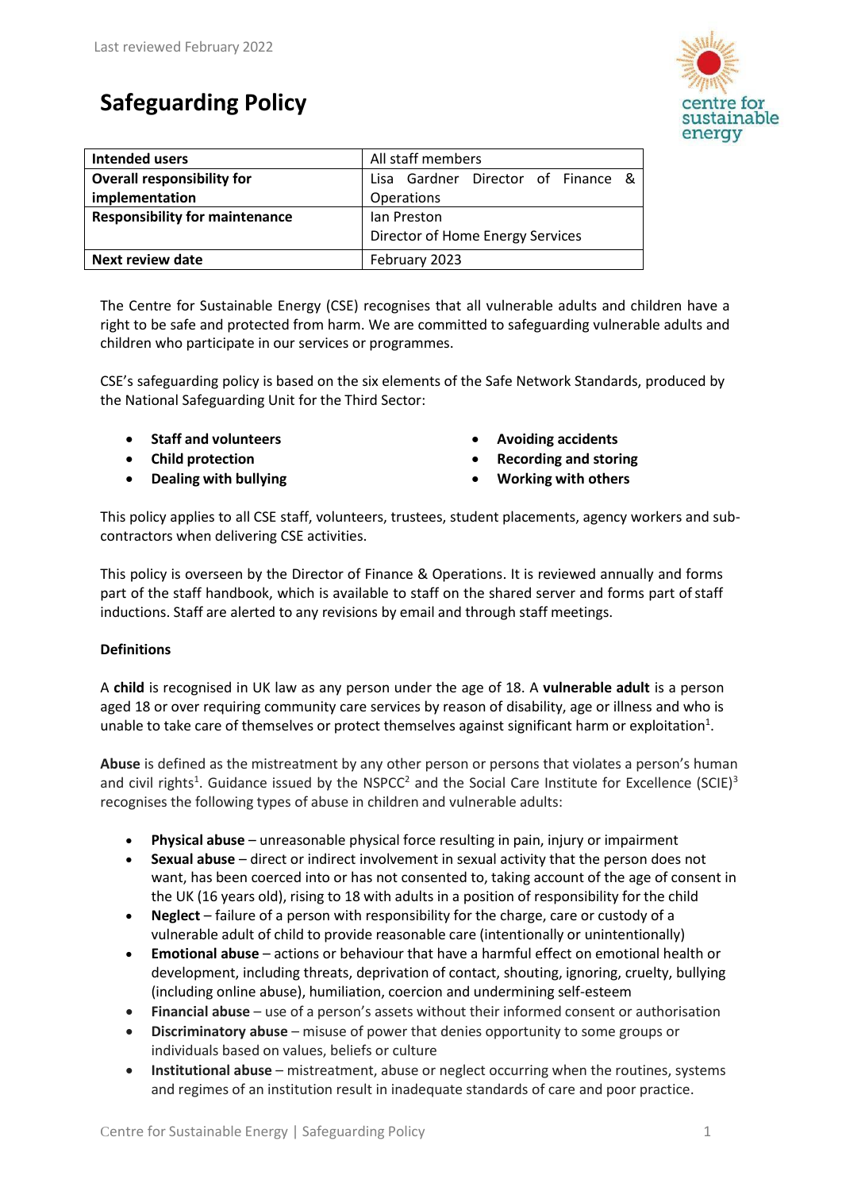Last reviewed February 2022

# Safeguarding Policy

| Intended users | All staff members |
|---|---|
| **Overall responsibility for implementation** | Lisa Gardner Director of Finance & Operations |
| **Responsibility for maintenance** | Ian Preston<br>Director of Home Energy Services |
| **Next review date** | February 2023 |

The Centre for Sustainable Energy (CSE) recognises that all vulnerable adults and children have a right to be safe and protected from harm. We are committed to safeguarding vulnerable adults and children who participate in our services or programmes.

CSE's safeguarding policy is based on the six elements of the Safe Network Standards, produced by the National Safeguarding Unit for the Third Sector:

- **Staff and volunteers**
- **Child protection**
- **Dealing with bullying**
- **Avoiding accidents**
- **Recording and storing**
- **Working with others**

This policy applies to all CSE staff, volunteers, trustees, student placements, agency workers and sub-contractors when delivering CSE activities.

This policy is overseen by the Director of Finance & Operations. It is reviewed annually and forms part of the staff handbook, which is available to staff on the shared server and forms part of staff inductions. Staff are alerted to any revisions by email and through staff meetings.

**Definitions**

A **child** is recognised in UK law as any person under the age of 18. A **vulnerable adult** is a person aged 18 or over requiring community care services by reason of disability, age or illness and who is unable to take care of themselves or protect themselves against significant harm or exploitation[1].

**Abuse** is defined as the mistreatment by any other person or persons that violates a person's human and civil rights[1]. Guidance issued by the NSPCC[2] and the Social Care Institute for Excellence (SCIE)[3] recognises the following types of abuse in children and vulnerable adults:

- **Physical abuse** – unreasonable physical force resulting in pain, injury or impairment
- **Sexual abuse** – direct or indirect involvement in sexual activity that the person does not want, has been coerced into or has not consented to, taking account of the age of consent in the UK (16 years old), rising to 18 with adults in a position of responsibility for the child
- **Neglect** – failure of a person with responsibility for the charge, care or custody of a vulnerable adult of child to provide reasonable care (intentionally or unintentionally)
- **Emotional abuse** – actions or behaviour that have a harmful effect on emotional health or development, including threats, deprivation of contact, shouting, ignoring, cruelty, bullying (including online abuse), humiliation, coercion and undermining self-esteem
- **Financial abuse** – use of a person's assets without their informed consent or authorisation
- **Discriminatory abuse** – misuse of power that denies opportunity to some groups or individuals based on values, beliefs or culture
- **Institutional abuse** – mistreatment, abuse or neglect occurring when the routines, systems and regimes of an institution result in inadequate standards of care and poor practice.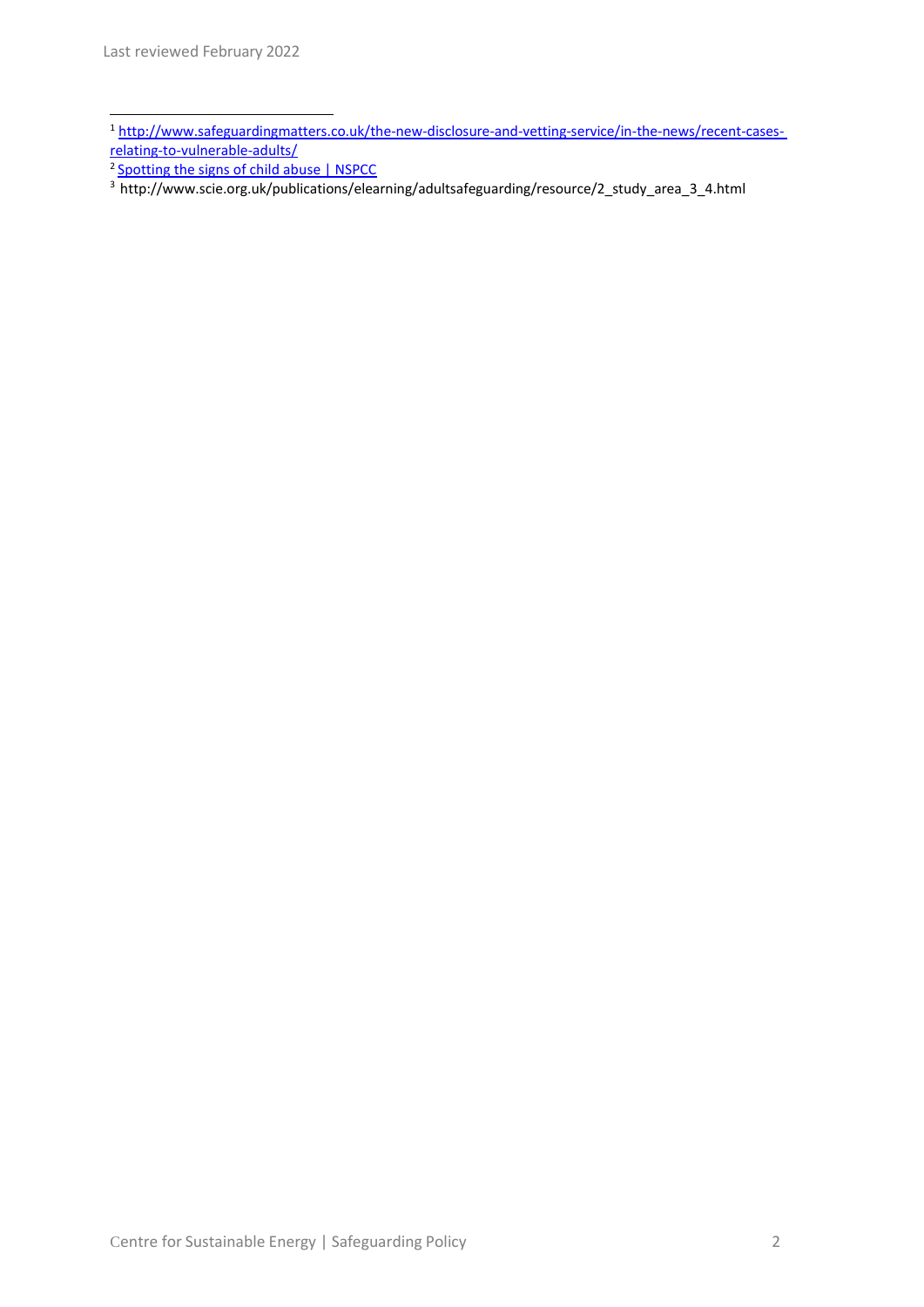Last reviewed February 2022

---

[1] http://www.safeguardingmatters.co.uk/the-new-disclosure-and-vetting-service/in-the-news/recent-cases-relating-to-vulnerable-adults/

[2] Spotting the signs of child abuse | NSPCC

[3] http://www.scie.org.uk/publications/elearning/adultsafeguarding/resource/2_study_area_3_4.html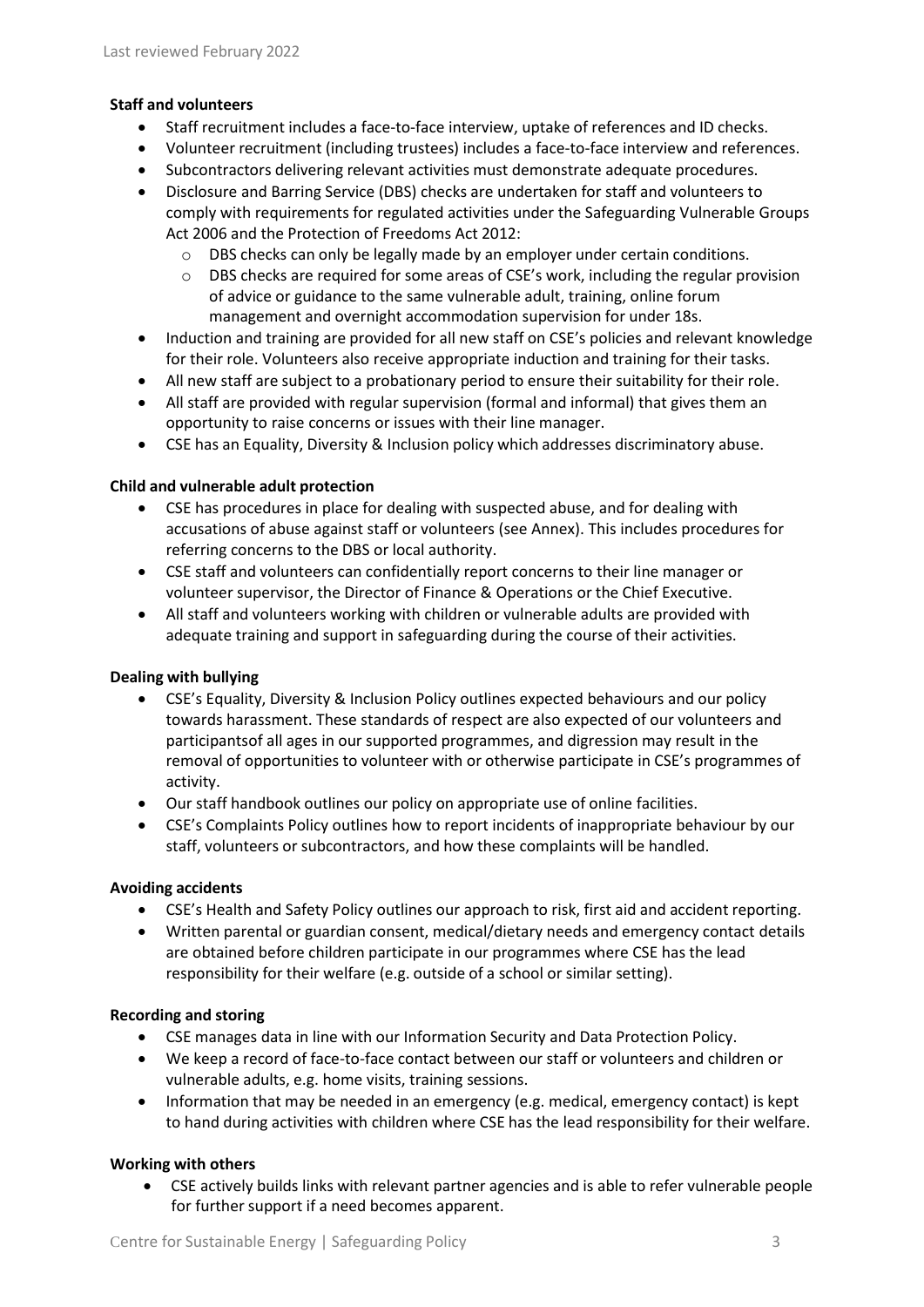**Staff and volunteers**

- Staff recruitment includes a face-to-face interview, uptake of references and ID checks.
- Volunteer recruitment (including trustees) includes a face-to-face interview and references.
- Subcontractors delivering relevant activities must demonstrate adequate procedures.
- Disclosure and Barring Service (DBS) checks are undertaken for staff and volunteers to comply with requirements for regulated activities under the Safeguarding Vulnerable Groups Act 2006 and the Protection of Freedoms Act 2012:
  - DBS checks can only be legally made by an employer under certain conditions.
  - DBS checks are required for some areas of CSE's work, including the regular provision of advice or guidance to the same vulnerable adult, training, online forum management and overnight accommodation supervision for under 18s.
- Induction and training are provided for all new staff on CSE's policies and relevant knowledge for their role. Volunteers also receive appropriate induction and training for their tasks.
- All new staff are subject to a probationary period to ensure their suitability for their role.
- All staff are provided with regular supervision (formal and informal) that gives them an opportunity to raise concerns or issues with their line manager.
- CSE has an Equality, Diversity & Inclusion policy which addresses discriminatory abuse.

**Child and vulnerable adult protection**

- CSE has procedures in place for dealing with suspected abuse, and for dealing with accusations of abuse against staff or volunteers (see Annex). This includes procedures for referring concerns to the DBS or local authority.
- CSE staff and volunteers can confidentially report concerns to their line manager or volunteer supervisor, the Director of Finance & Operations or the Chief Executive.
- All staff and volunteers working with children or vulnerable adults are provided with adequate training and support in safeguarding during the course of their activities.

**Dealing with bullying**

- CSE's Equality, Diversity & Inclusion Policy outlines expected behaviours and our policy towards harassment. These standards of respect are also expected of our volunteers and participantsof all ages in our supported programmes, and digression may result in the removal of opportunities to volunteer with or otherwise participate in CSE's programmes of activity.
- Our staff handbook outlines our policy on appropriate use of online facilities.
- CSE's Complaints Policy outlines how to report incidents of inappropriate behaviour by our staff, volunteers or subcontractors, and how these complaints will be handled.

**Avoiding accidents**

- CSE's Health and Safety Policy outlines our approach to risk, first aid and accident reporting.
- Written parental or guardian consent, medical/dietary needs and emergency contact details are obtained before children participate in our programmes where CSE has the lead responsibility for their welfare (e.g. outside of a school or similar setting).

**Recording and storing**

- CSE manages data in line with our Information Security and Data Protection Policy.
- We keep a record of face-to-face contact between our staff or volunteers and children or vulnerable adults, e.g. home visits, training sessions.
- Information that may be needed in an emergency (e.g. medical, emergency contact) is kept to hand during activities with children where CSE has the lead responsibility for their welfare.

**Working with others**

- CSE actively builds links with relevant partner agencies and is able to refer vulnerable people for further support if a need becomes apparent.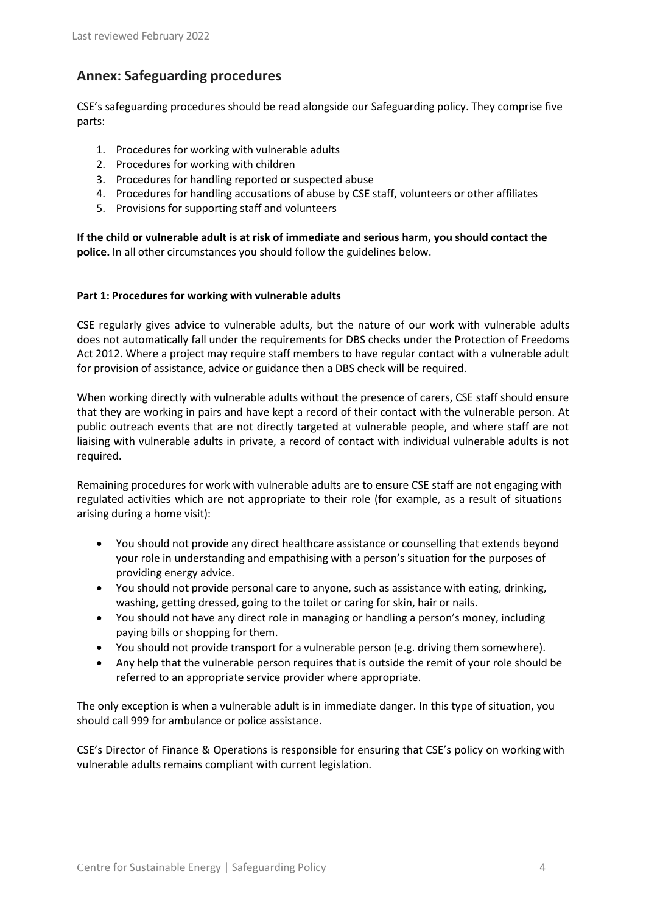## Annex: Safeguarding procedures

CSE's safeguarding procedures should be read alongside our Safeguarding policy. They comprise five parts:

1. Procedures for working with vulnerable adults
2. Procedures for working with children
3. Procedures for handling reported or suspected abuse
4. Procedures for handling accusations of abuse by CSE staff, volunteers or other affiliates
5. Provisions for supporting staff and volunteers

**If the child or vulnerable adult is at risk of immediate and serious harm, you should contact the police.** In all other circumstances you should follow the guidelines below.

#### Part 1: Procedures for working with vulnerable adults

CSE regularly gives advice to vulnerable adults, but the nature of our work with vulnerable adults does not automatically fall under the requirements for DBS checks under the Protection of Freedoms Act 2012. Where a project may require staff members to have regular contact with a vulnerable adult for provision of assistance, advice or guidance then a DBS check will be required.

When working directly with vulnerable adults without the presence of carers, CSE staff should ensure that they are working in pairs and have kept a record of their contact with the vulnerable person. At public outreach events that are not directly targeted at vulnerable people, and where staff are not liaising with vulnerable adults in private, a record of contact with individual vulnerable adults is not required.

Remaining procedures for work with vulnerable adults are to ensure CSE staff are not engaging with regulated activities which are not appropriate to their role (for example, as a result of situations arising during a home visit):

- You should not provide any direct healthcare assistance or counselling that extends beyond your role in understanding and empathising with a person's situation for the purposes of providing energy advice.
- You should not provide personal care to anyone, such as assistance with eating, drinking, washing, getting dressed, going to the toilet or caring for skin, hair or nails.
- You should not have any direct role in managing or handling a person's money, including paying bills or shopping for them.
- You should not provide transport for a vulnerable person (e.g. driving them somewhere).
- Any help that the vulnerable person requires that is outside the remit of your role should be referred to an appropriate service provider where appropriate.

The only exception is when a vulnerable adult is in immediate danger. In this type of situation, you should call 999 for ambulance or police assistance.

CSE's Director of Finance & Operations is responsible for ensuring that CSE's policy on working with vulnerable adults remains compliant with current legislation.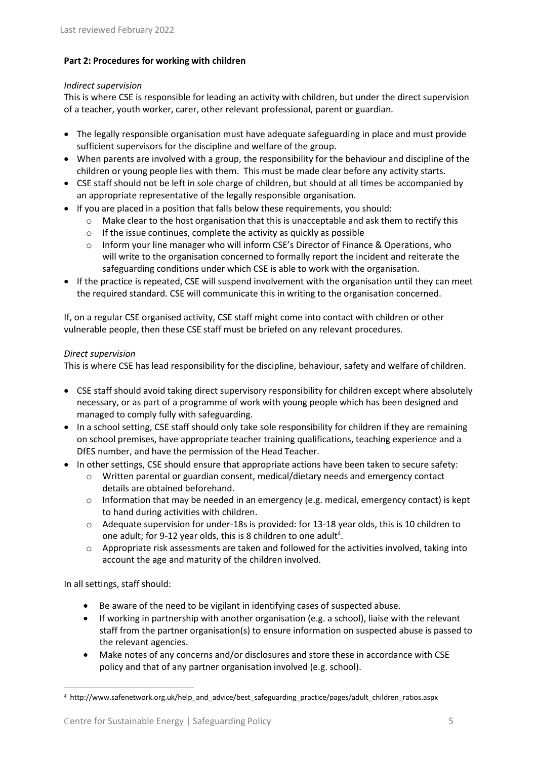**Part 2: Procedures for working with children**

*Indirect supervision*

This is where CSE is responsible for leading an activity with children, but under the direct supervision of a teacher, youth worker, carer, other relevant professional, parent or guardian.

- The legally responsible organisation must have adequate safeguarding in place and must provide sufficient supervisors for the discipline and welfare of the group.
- When parents are involved with a group, the responsibility for the behaviour and discipline of the children or young people lies with them. This must be made clear before any activity starts.
- CSE staff should not be left in sole charge of children, but should at all times be accompanied by an appropriate representative of the legally responsible organisation.
- If you are placed in a position that falls below these requirements, you should:
  - Make clear to the host organisation that this is unacceptable and ask them to rectify this
  - If the issue continues, complete the activity as quickly as possible
  - Inform your line manager who will inform CSE's Director of Finance & Operations, who will write to the organisation concerned to formally report the incident and reiterate the safeguarding conditions under which CSE is able to work with the organisation.
- If the practice is repeated, CSE will suspend involvement with the organisation until they can meet the required standard. CSE will communicate this in writing to the organisation concerned.

If, on a regular CSE organised activity, CSE staff might come into contact with children or other vulnerable people, then these CSE staff must be briefed on any relevant procedures.

*Direct supervision*

This is where CSE has lead responsibility for the discipline, behaviour, safety and welfare of children.

- CSE staff should avoid taking direct supervisory responsibility for children except where absolutely necessary, or as part of a programme of work with young people which has been designed and managed to comply fully with safeguarding.
- In a school setting, CSE staff should only take sole responsibility for children if they are remaining on school premises, have appropriate teacher training qualifications, teaching experience and a DfES number, and have the permission of the Head Teacher.
- In other settings, CSE should ensure that appropriate actions have been taken to secure safety:
  - Written parental or guardian consent, medical/dietary needs and emergency contact details are obtained beforehand.
  - Information that may be needed in an emergency (e.g. medical, emergency contact) is kept to hand during activities with children.
  - Adequate supervision for under-18s is provided: for 13-18 year olds, this is 10 children to one adult; for 9-12 year olds, this is 8 children to one adult[4].
  - Appropriate risk assessments are taken and followed for the activities involved, taking into account the age and maturity of the children involved.

In all settings, staff should:

- Be aware of the need to be vigilant in identifying cases of suspected abuse.
- If working in partnership with another organisation (e.g. a school), liaise with the relevant staff from the partner organisation(s) to ensure information on suspected abuse is passed to the relevant agencies.
- Make notes of any concerns and/or disclosures and store these in accordance with CSE policy and that of any partner organisation involved (e.g. school).

---

[4] http://www.safenetwork.org.uk/help_and_advice/best_safeguarding_practice/pages/adult_children_ratios.aspx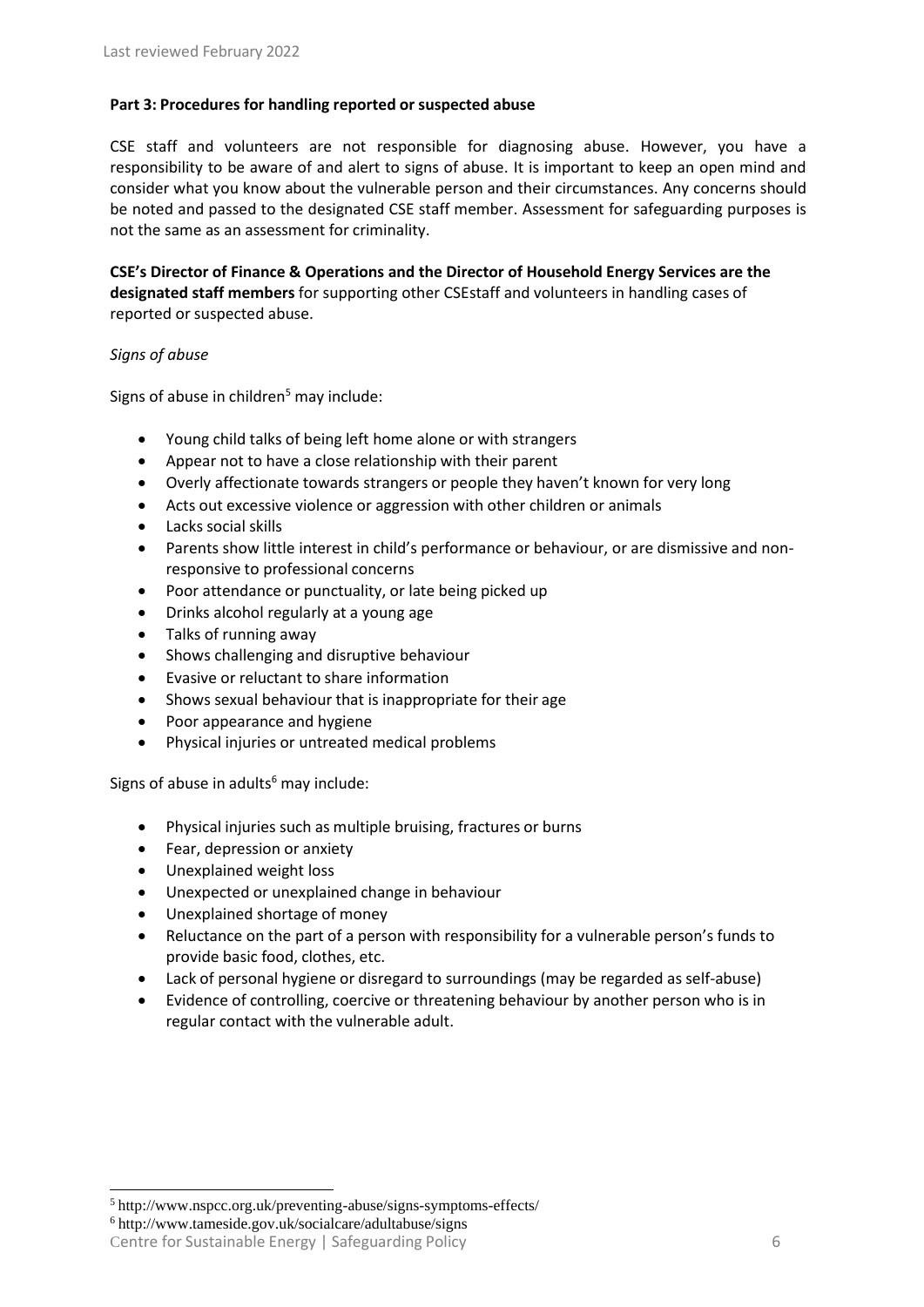**Part 3: Procedures for handling reported or suspected abuse**

CSE staff and volunteers are not responsible for diagnosing abuse. However, you have a responsibility to be aware of and alert to signs of abuse. It is important to keep an open mind and consider what you know about the vulnerable person and their circumstances. Any concerns should be noted and passed to the designated CSE staff member. Assessment for safeguarding purposes is not the same as an assessment for criminality.

**CSE's Director of Finance & Operations and the Director of Household Energy Services are the designated staff members** for supporting other CSEstaff and volunteers in handling cases of reported or suspected abuse.

*Signs of abuse*

Signs of abuse in children[5] may include:

- Young child talks of being left home alone or with strangers
- Appear not to have a close relationship with their parent
- Overly affectionate towards strangers or people they haven't known for very long
- Acts out excessive violence or aggression with other children or animals
- Lacks social skills
- Parents show little interest in child's performance or behaviour, or are dismissive and non-responsive to professional concerns
- Poor attendance or punctuality, or late being picked up
- Drinks alcohol regularly at a young age
- Talks of running away
- Shows challenging and disruptive behaviour
- Evasive or reluctant to share information
- Shows sexual behaviour that is inappropriate for their age
- Poor appearance and hygiene
- Physical injuries or untreated medical problems

Signs of abuse in adults[6] may include:

- Physical injuries such as multiple bruising, fractures or burns
- Fear, depression or anxiety
- Unexplained weight loss
- Unexpected or unexplained change in behaviour
- Unexplained shortage of money
- Reluctance on the part of a person with responsibility for a vulnerable person's funds to provide basic food, clothes, etc.
- Lack of personal hygiene or disregard to surroundings (may be regarded as self-abuse)
- Evidence of controlling, coercive or threatening behaviour by another person who is in regular contact with the vulnerable adult.

[5] http://www.nspcc.org.uk/preventing-abuse/signs-symptoms-effects/

[6] http://www.tameside.gov.uk/socialcare/adultabuse/signs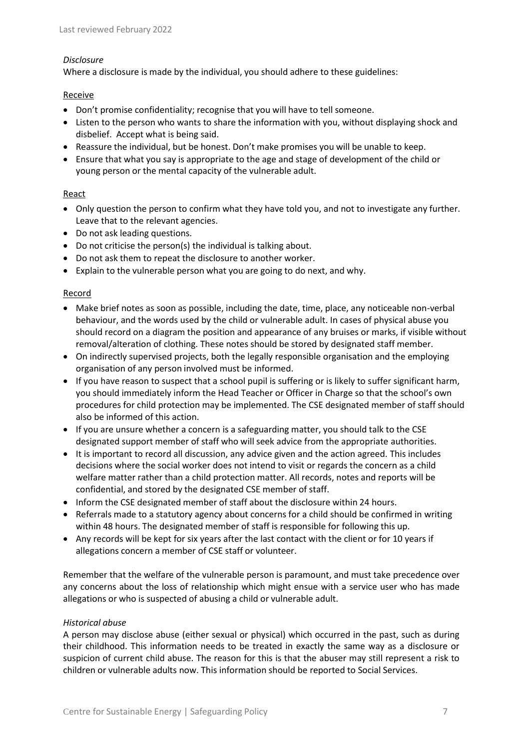*Disclosure*

Where a disclosure is made by the individual, you should adhere to these guidelines:

Receive

- Don't promise confidentiality; recognise that you will have to tell someone.
- Listen to the person who wants to share the information with you, without displaying shock and disbelief. Accept what is being said.
- Reassure the individual, but be honest. Don't make promises you will be unable to keep.
- Ensure that what you say is appropriate to the age and stage of development of the child or young person or the mental capacity of the vulnerable adult.

React

- Only question the person to confirm what they have told you, and not to investigate any further. Leave that to the relevant agencies.
- Do not ask leading questions.
- Do not criticise the person(s) the individual is talking about.
- Do not ask them to repeat the disclosure to another worker.
- Explain to the vulnerable person what you are going to do next, and why.

Record

- Make brief notes as soon as possible, including the date, time, place, any noticeable non-verbal behaviour, and the words used by the child or vulnerable adult. In cases of physical abuse you should record on a diagram the position and appearance of any bruises or marks, if visible without removal/alteration of clothing. These notes should be stored by designated staff member.
- On indirectly supervised projects, both the legally responsible organisation and the employing organisation of any person involved must be informed.
- If you have reason to suspect that a school pupil is suffering or is likely to suffer significant harm, you should immediately inform the Head Teacher or Officer in Charge so that the school's own procedures for child protection may be implemented. The CSE designated member of staff should also be informed of this action.
- If you are unsure whether a concern is a safeguarding matter, you should talk to the CSE designated support member of staff who will seek advice from the appropriate authorities.
- It is important to record all discussion, any advice given and the action agreed. This includes decisions where the social worker does not intend to visit or regards the concern as a child welfare matter rather than a child protection matter. All records, notes and reports will be confidential, and stored by the designated CSE member of staff.
- Inform the CSE designated member of staff about the disclosure within 24 hours.
- Referrals made to a statutory agency about concerns for a child should be confirmed in writing within 48 hours. The designated member of staff is responsible for following this up.
- Any records will be kept for six years after the last contact with the client or for 10 years if allegations concern a member of CSE staff or volunteer.

Remember that the welfare of the vulnerable person is paramount, and must take precedence over any concerns about the loss of relationship which might ensue with a service user who has made allegations or who is suspected of abusing a child or vulnerable adult.

*Historical abuse*

A person may disclose abuse (either sexual or physical) which occurred in the past, such as during their childhood. This information needs to be treated in exactly the same way as a disclosure or suspicion of current child abuse. The reason for this is that the abuser may still represent a risk to children or vulnerable adults now. This information should be reported to Social Services.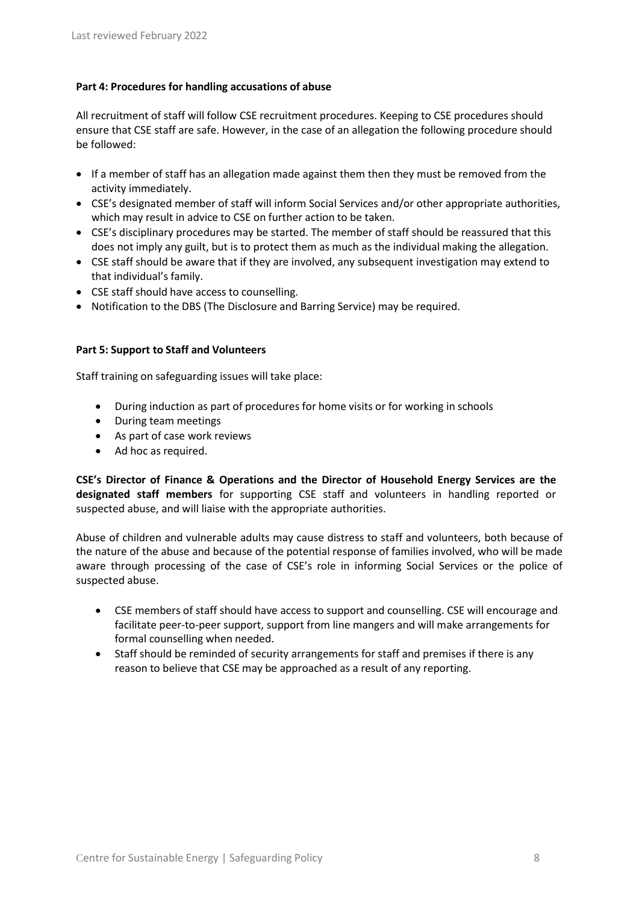**Part 4: Procedures for handling accusations of abuse**

All recruitment of staff will follow CSE recruitment procedures. Keeping to CSE procedures should ensure that CSE staff are safe. However, in the case of an allegation the following procedure should be followed:

- If a member of staff has an allegation made against them then they must be removed from the activity immediately.
- CSE's designated member of staff will inform Social Services and/or other appropriate authorities, which may result in advice to CSE on further action to be taken.
- CSE's disciplinary procedures may be started. The member of staff should be reassured that this does not imply any guilt, but is to protect them as much as the individual making the allegation.
- CSE staff should be aware that if they are involved, any subsequent investigation may extend to that individual's family.
- CSE staff should have access to counselling.
- Notification to the DBS (The Disclosure and Barring Service) may be required.

**Part 5: Support to Staff and Volunteers**

Staff training on safeguarding issues will take place:

- During induction as part of procedures for home visits or for working in schools
- During team meetings
- As part of case work reviews
- Ad hoc as required.

**CSE's Director of Finance & Operations and the Director of Household Energy Services are the designated staff members** for supporting CSE staff and volunteers in handling reported or suspected abuse, and will liaise with the appropriate authorities.

Abuse of children and vulnerable adults may cause distress to staff and volunteers, both because of the nature of the abuse and because of the potential response of families involved, who will be made aware through processing of the case of CSE's role in informing Social Services or the police of suspected abuse.

- CSE members of staff should have access to support and counselling. CSE will encourage and facilitate peer-to-peer support, support from line mangers and will make arrangements for formal counselling when needed.
- Staff should be reminded of security arrangements for staff and premises if there is any reason to believe that CSE may be approached as a result of any reporting.